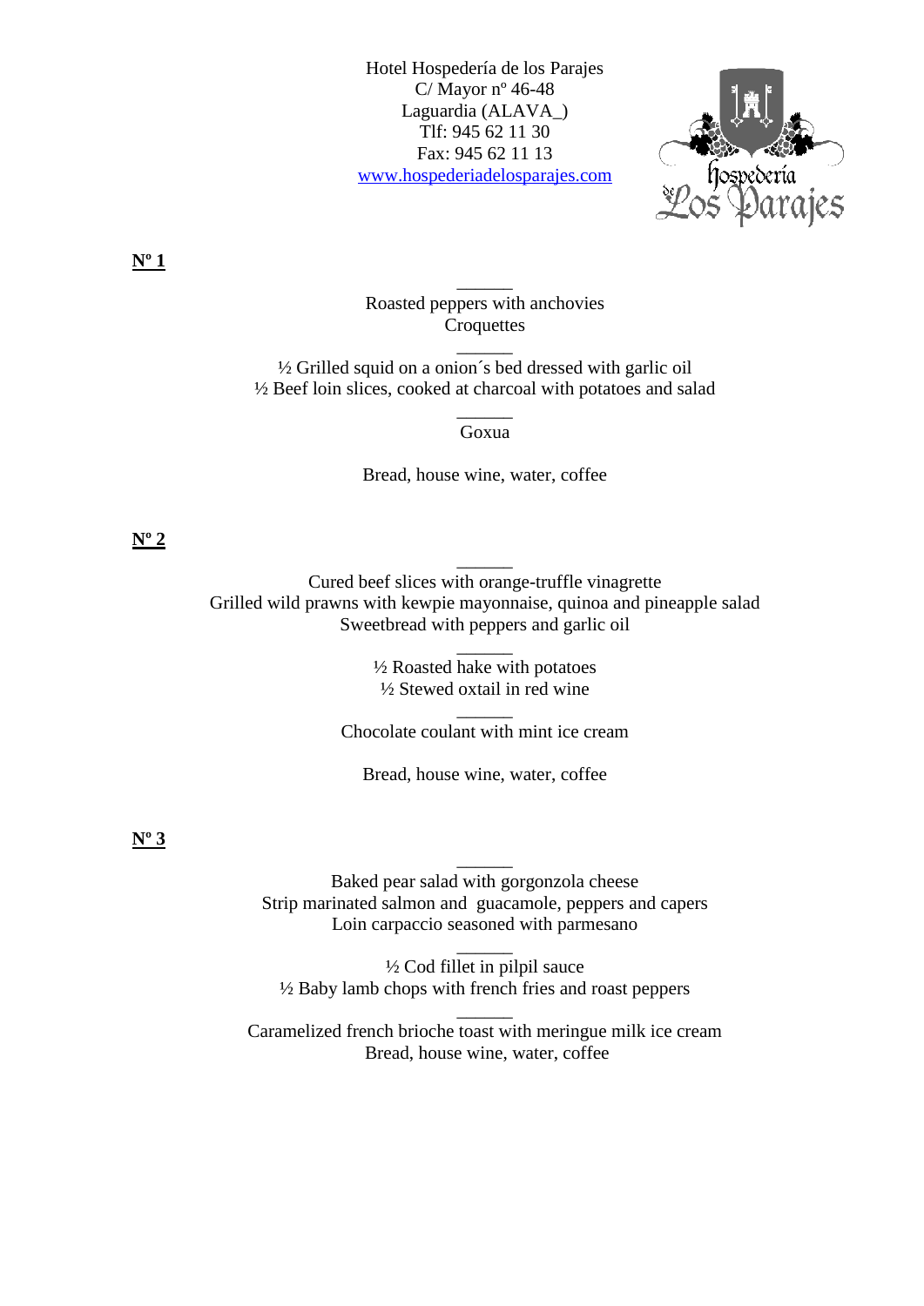Hotel Hospedería de los Parajes
C/ Mayor nº 46-48
Laguardia (ALAVA_)
Tlf: 945 62 11 30
Fax: 945 62 11 13
www.hospederiadelosparajes.com

**Nº 1**

\_\_\_\_\_\_

Roasted peppers with anchovies
Croquettes

\_\_\_\_\_\_

½ Grilled squid on a onion´s bed dressed with garlic oil
½ Beef loin slices, cooked at charcoal with potatoes and salad

\_\_\_\_\_\_

Goxua

Bread, house wine, water, coffee

**Nº 2**

\_\_\_\_\_\_

Cured beef slices with orange-truffle vinagrette
Grilled wild prawns with kewpie mayonnaise, quinoa and pineapple salad
Sweetbread with peppers and garlic oil

\_\_\_\_\_\_

½ Roasted hake with potatoes
½ Stewed oxtail in red wine

\_\_\_\_\_\_

Chocolate coulant with mint ice cream

Bread, house wine, water, coffee

**Nº 3**

\_\_\_\_\_\_

Baked pear salad with gorgonzola cheese
Strip marinated salmon and guacamole, peppers and capers
Loin carpaccio seasoned with parmesano

\_\_\_\_\_\_

½ Cod fillet in pilpil sauce
½ Baby lamb chops with french fries and roast peppers

\_\_\_\_\_\_

Caramelized french brioche toast with meringue milk ice cream
Bread, house wine, water, coffee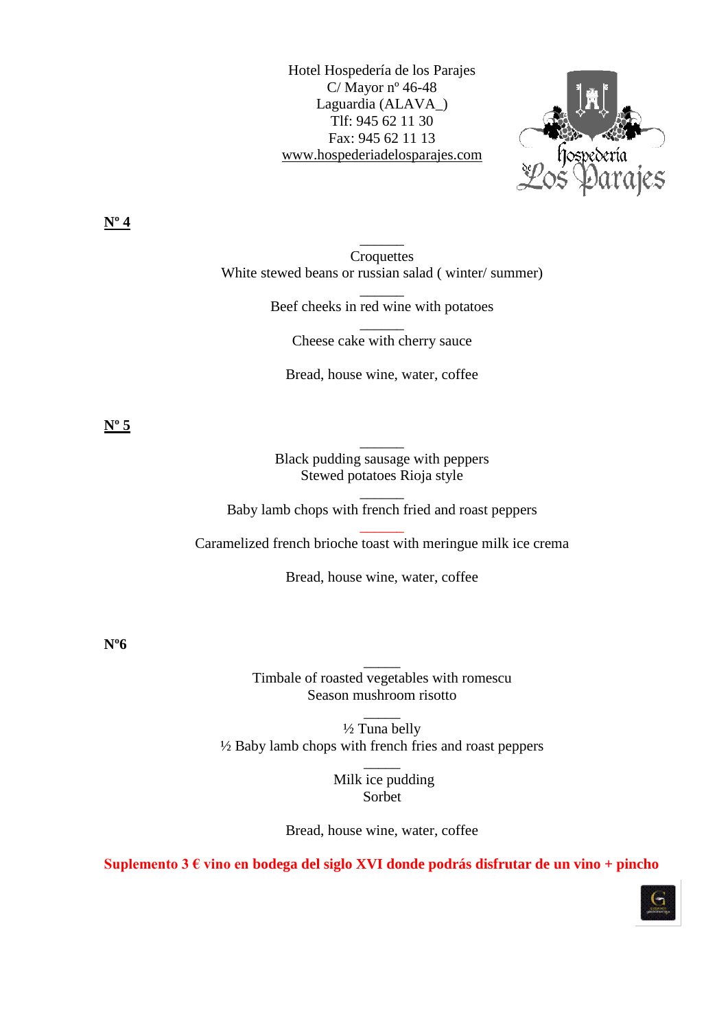Hotel Hospedería de los Parajes
C/ Mayor nº 46-48
Laguardia (ALAVA_)
Tlf: 945 62 11 30
Fax: 945 62 11 13
www.hospederiadelosparajes.com

**Nº 4**

Croquettes
White stewed beans or russian salad ( winter/ summer)

Beef cheeks in red wine with potatoes

Cheese cake with cherry sauce

Bread, house wine, water, coffee

**Nº 5**

Black pudding sausage with peppers
Stewed potatoes Rioja style

Baby lamb chops with french fried and roast peppers

Caramelized french brioche toast with meringue milk ice crema

Bread, house wine, water, coffee

**Nº6**

Timbale of roasted vegetables with romescu
Season mushroom risotto

½ Tuna belly
½ Baby lamb chops with french fries and roast peppers

Milk ice pudding
Sorbet

Bread, house wine, water, coffee

**Suplemento 3 € vino en bodega del siglo XVI donde podrás disfrutar de un vino + pincho**